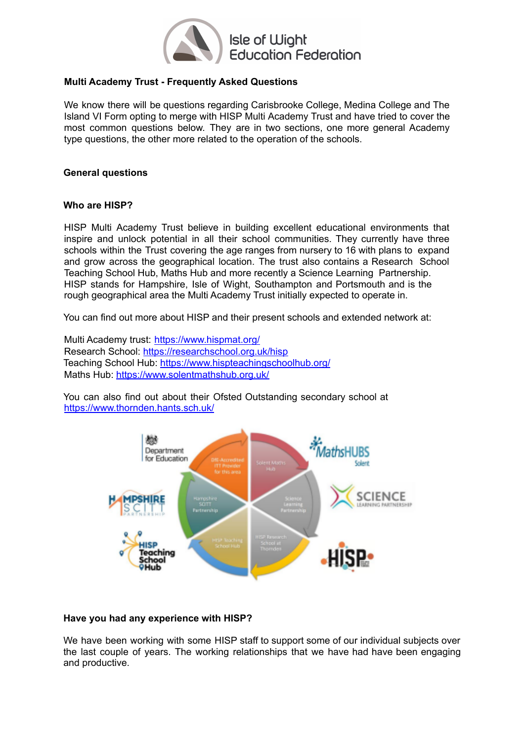Isle of Wight Education Federation

## Multi Academy Trust - Frequently Asked Questions

We know there will be questions regarding Carisbrooke College, Medina College and The Island VI Form opting to merge with HISP Multi Academy Trust and have tried to cover the most common questions below. They are in two sections, one more general Academy type questions, the other more related to the operation of the schools.

### General questions

### Who are HISP?

HISP Multi Academy Trust believe in building excellent educational environments that inspire and unlock potential in all their school communities. They currently have three schools within the Trust covering the age ranges from nursery to 16 with plans to expand and grow across the geographical location. The trust also contains a Research School Teaching School Hub, Maths Hub and more recently a Science Learning Partnership. HISP stands for Hampshire, Isle of Wight, Southampton and Portsmouth and is the rough geographical area the Multi Academy Trust initially expected to operate in.

You can find out more about HISP and their present schools and extended network at:

Multi Academy trust: https://www.hispmat.org/
Research School: https://researchschool.org.uk/hisp
Teaching School Hub: https://www.hispteachingschoolhub.org/
Maths Hub: https://www.solentmathshub.org.uk/

You can also find out about their Ofsted Outstanding secondary school at https://www.thornden.hants.sch.uk/

### Have you had any experience with HISP?

We have been working with some HISP staff to support some of our individual subjects over the last couple of years. The working relationships that we have had have been engaging and productive.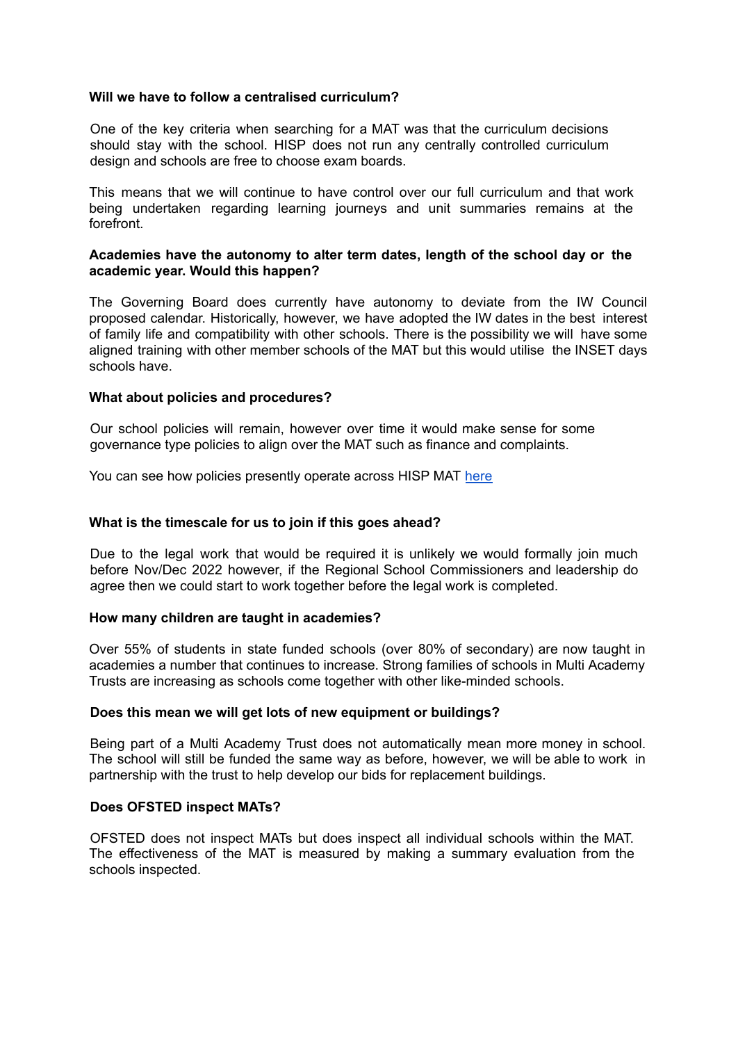**Will we have to follow a centralised curriculum?**

One of the key criteria when searching for a MAT was that the curriculum decisions should stay with the school. HISP does not run any centrally controlled curriculum design and schools are free to choose exam boards.

This means that we will continue to have control over our full curriculum and that work being undertaken regarding learning journeys and unit summaries remains at the forefront.

**Academies have the autonomy to alter term dates, length of the school day or the academic year. Would this happen?**

The Governing Board does currently have autonomy to deviate from the IW Council proposed calendar. Historically, however, we have adopted the IW dates in the best interest of family life and compatibility with other schools. There is the possibility we will have some aligned training with other member schools of the MAT but this would utilise the INSET days schools have.

**What about policies and procedures?**

Our school policies will remain, however over time it would make sense for some governance type policies to align over the MAT such as finance and complaints.

You can see how policies presently operate across HISP MAT here

**What is the timescale for us to join if this goes ahead?**

Due to the legal work that would be required it is unlikely we would formally join much before Nov/Dec 2022 however, if the Regional School Commissioners and leadership do agree then we could start to work together before the legal work is completed.

**How many children are taught in academies?**

Over 55% of students in state funded schools (over 80% of secondary) are now taught in academies a number that continues to increase. Strong families of schools in Multi Academy Trusts are increasing as schools come together with other like-minded schools.

**Does this mean we will get lots of new equipment or buildings?**

Being part of a Multi Academy Trust does not automatically mean more money in school. The school will still be funded the same way as before, however, we will be able to work in partnership with the trust to help develop our bids for replacement buildings.

**Does OFSTED inspect MATs?**

OFSTED does not inspect MATs but does inspect all individual schools within the MAT. The effectiveness of the MAT is measured by making a summary evaluation from the schools inspected.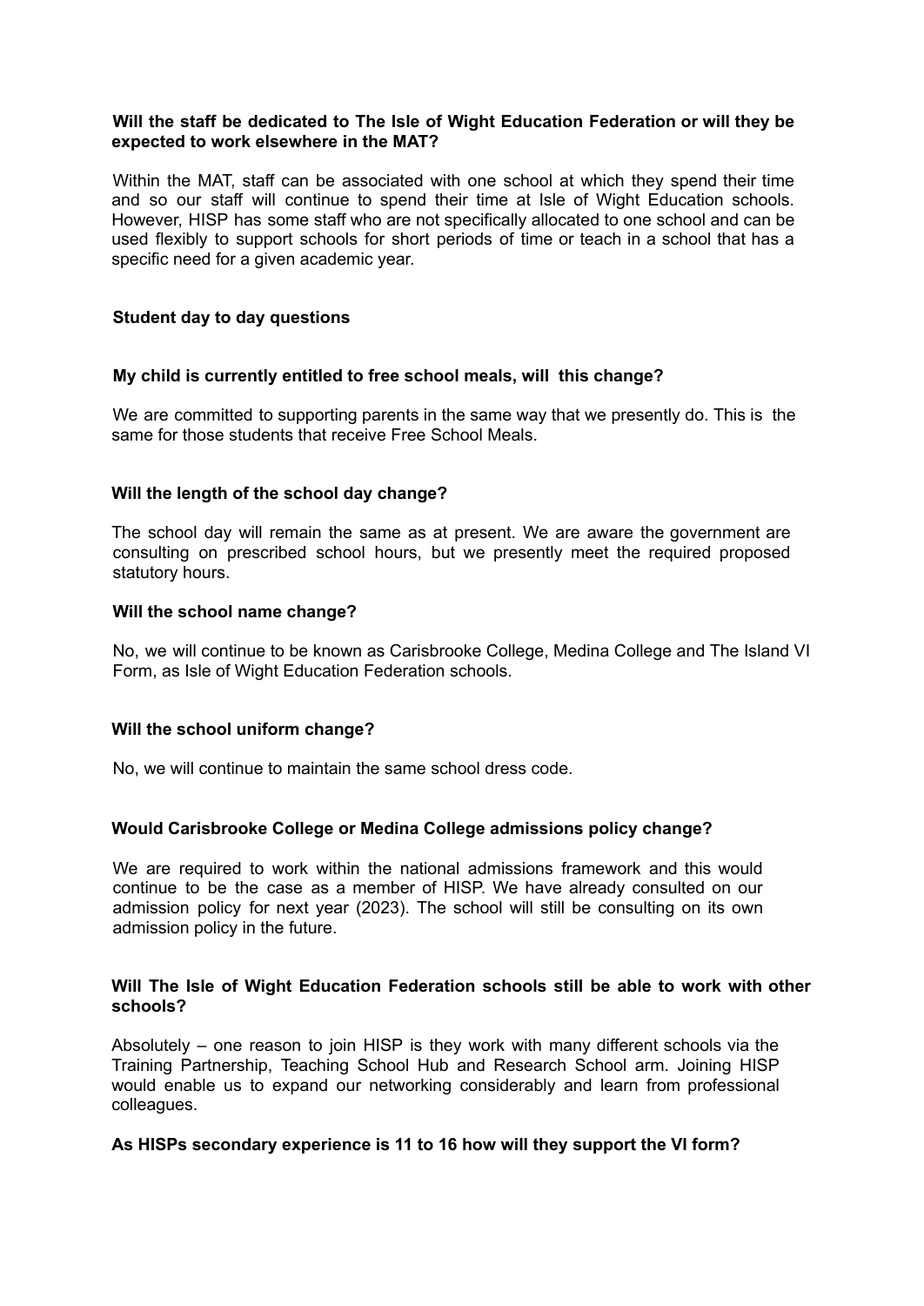**Will the staff be dedicated to The Isle of Wight Education Federation or will they be expected to work elsewhere in the MAT?**

Within the MAT, staff can be associated with one school at which they spend their time and so our staff will continue to spend their time at Isle of Wight Education schools. However, HISP has some staff who are not specifically allocated to one school and can be used flexibly to support schools for short periods of time or teach in a school that has a specific need for a given academic year.

**Student day to day questions**

**My child is currently entitled to free school meals, will this change?**

We are committed to supporting parents in the same way that we presently do. This is the same for those students that receive Free School Meals.

**Will the length of the school day change?**

The school day will remain the same as at present. We are aware the government are consulting on prescribed school hours, but we presently meet the required proposed statutory hours.

**Will the school name change?**

No, we will continue to be known as Carisbrooke College, Medina College and The Island VI Form, as Isle of Wight Education Federation schools.

**Will the school uniform change?**

No, we will continue to maintain the same school dress code.

**Would Carisbrooke College or Medina College admissions policy change?**

We are required to work within the national admissions framework and this would continue to be the case as a member of HISP. We have already consulted on our admission policy for next year (2023). The school will still be consulting on its own admission policy in the future.

**Will The Isle of Wight Education Federation schools still be able to work with other schools?**

Absolutely – one reason to join HISP is they work with many different schools via the Training Partnership, Teaching School Hub and Research School arm. Joining HISP would enable us to expand our networking considerably and learn from professional colleagues.

**As HISPs secondary experience is 11 to 16 how will they support the VI form?**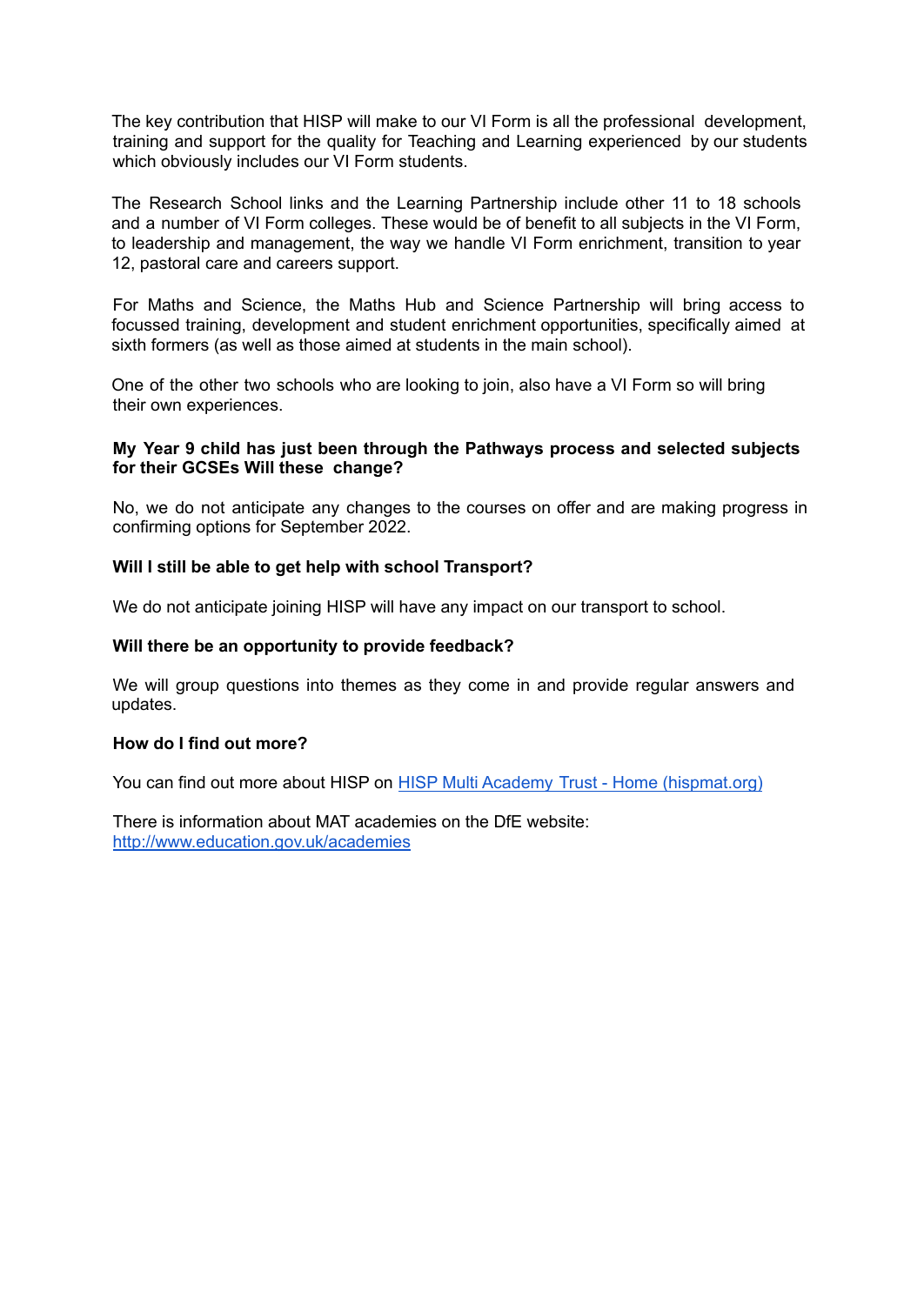The key contribution that HISP will make to our VI Form is all the professional development, training and support for the quality for Teaching and Learning experienced by our students which obviously includes our VI Form students.

The Research School links and the Learning Partnership include other 11 to 18 schools and a number of VI Form colleges. These would be of benefit to all subjects in the VI Form, to leadership and management, the way we handle VI Form enrichment, transition to year 12, pastoral care and careers support.

For Maths and Science, the Maths Hub and Science Partnership will bring access to focussed training, development and student enrichment opportunities, specifically aimed at sixth formers (as well as those aimed at students in the main school).

One of the other two schools who are looking to join, also have a VI Form so will bring their own experiences.

**My Year 9 child has just been through the Pathways process and selected subjects for their GCSEs Will these change?**

No, we do not anticipate any changes to the courses on offer and are making progress in confirming options for September 2022.

**Will I still be able to get help with school Transport?**

We do not anticipate joining HISP will have any impact on our transport to school.

**Will there be an opportunity to provide feedback?**

We will group questions into themes as they come in and provide regular answers and updates.

**How do I find out more?**

You can find out more about HISP on [HISP Multi Academy Trust - Home (hispmat.org)](https://hispmat.org)

There is information about MAT academies on the DfE website:
[http://www.education.gov.uk/academies](http://www.education.gov.uk/academies)